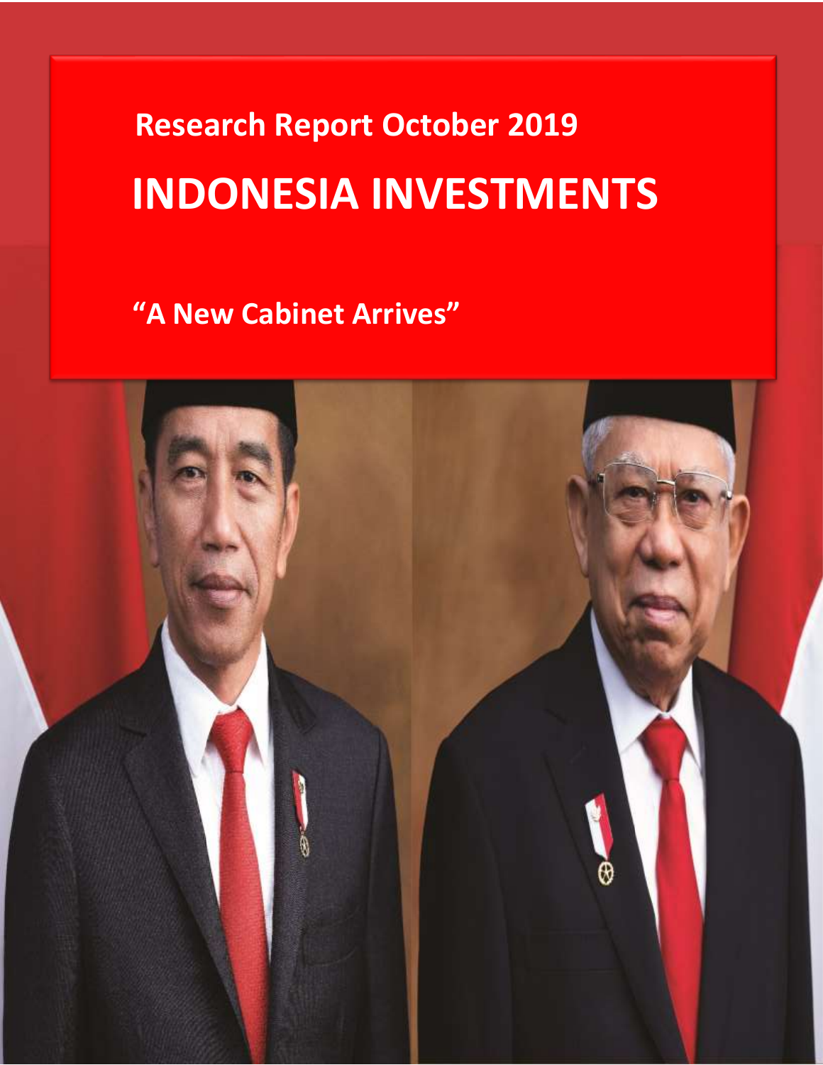Research Report October 2019

# INDONESIA INVESTMENTS

## "A New Cabinet Arrives"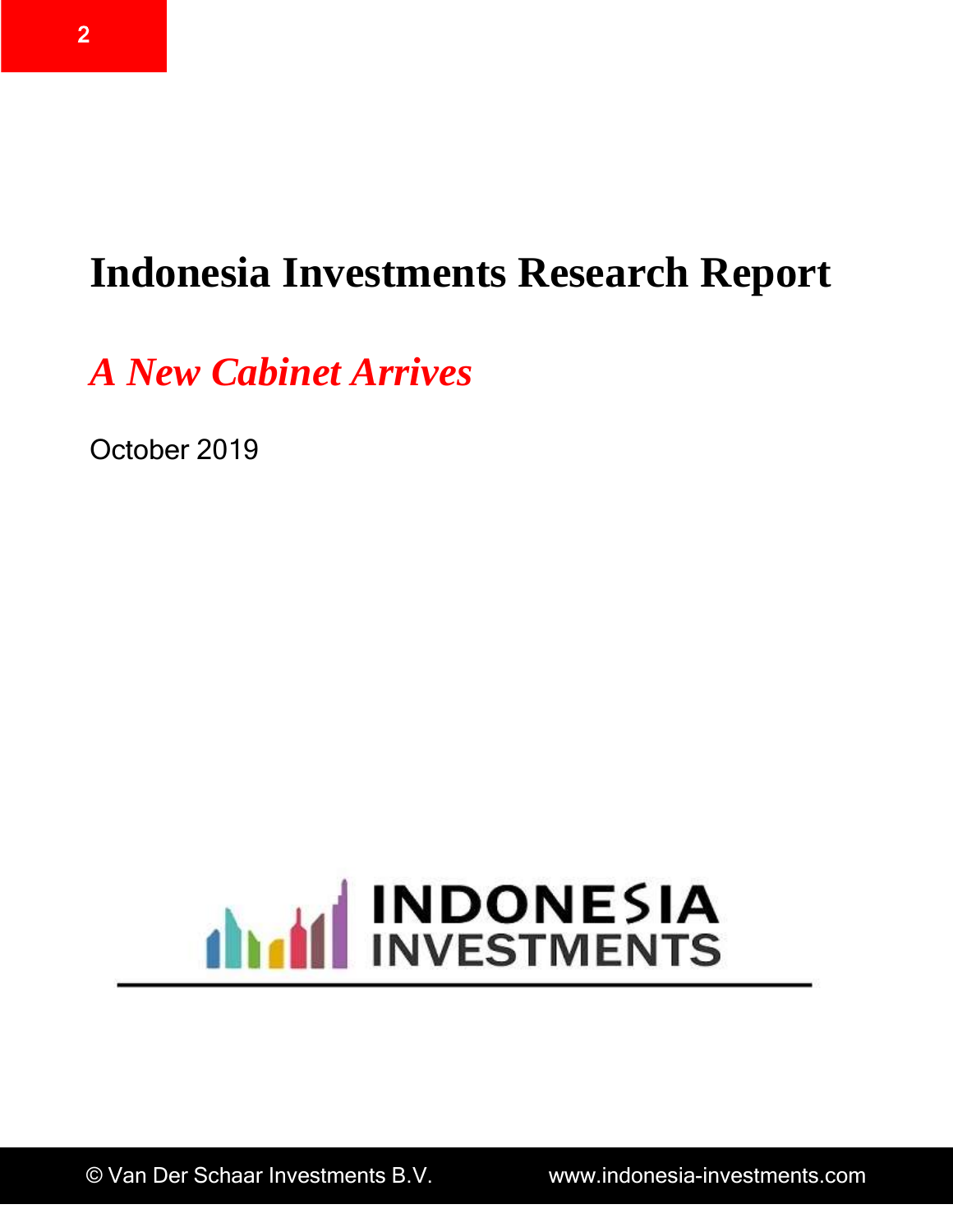# Indonesia Investments Research Report

## *A New Cabinet Arrives*

October 2019

INDONESIA INVESTMENTS

© Van Der Schaar Investments B.V. www.indonesia-investments.com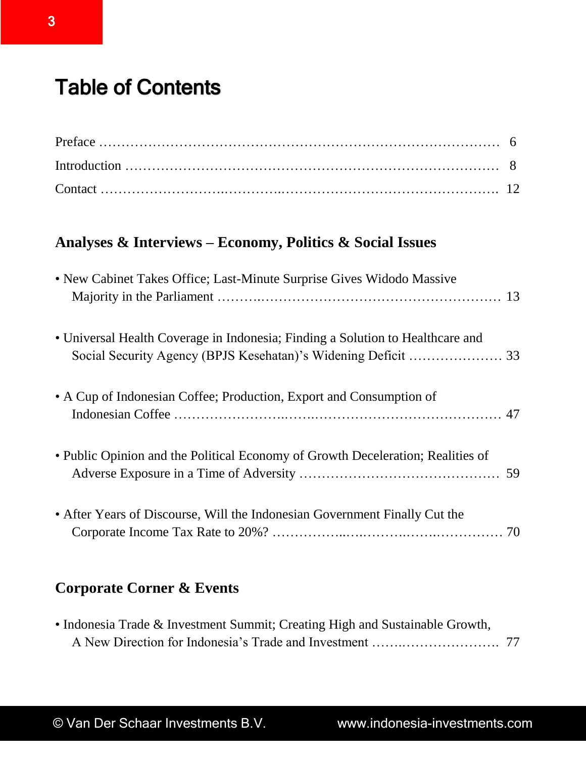# Table of Contents

Preface ........................................................................................ 6

Introduction ................................................................................. 8

Contact ....................................................................................... 12

## Analyses & Interviews – Economy, Politics & Social Issues

- New Cabinet Takes Office; Last-Minute Surprise Gives Widodo Massive Majority in the Parliament ........................................................ 13

- Universal Health Coverage in Indonesia; Finding a Solution to Healthcare and Social Security Agency (BPJS Kesehatan)'s Widening Deficit ..................... 33

- A Cup of Indonesian Coffee; Production, Export and Consumption of Indonesian Coffee ................................................................... 47

- Public Opinion and the Political Economy of Growth Deceleration; Realities of Adverse Exposure in a Time of Adversity .......................................... 59

- After Years of Discourse, Will the Indonesian Government Finally Cut the Corporate Income Tax Rate to 20%? ............................................... 70

## Corporate Corner & Events

- Indonesia Trade & Investment Summit; Creating High and Sustainable Growth, A New Direction for Indonesia's Trade and Investment ............................ 77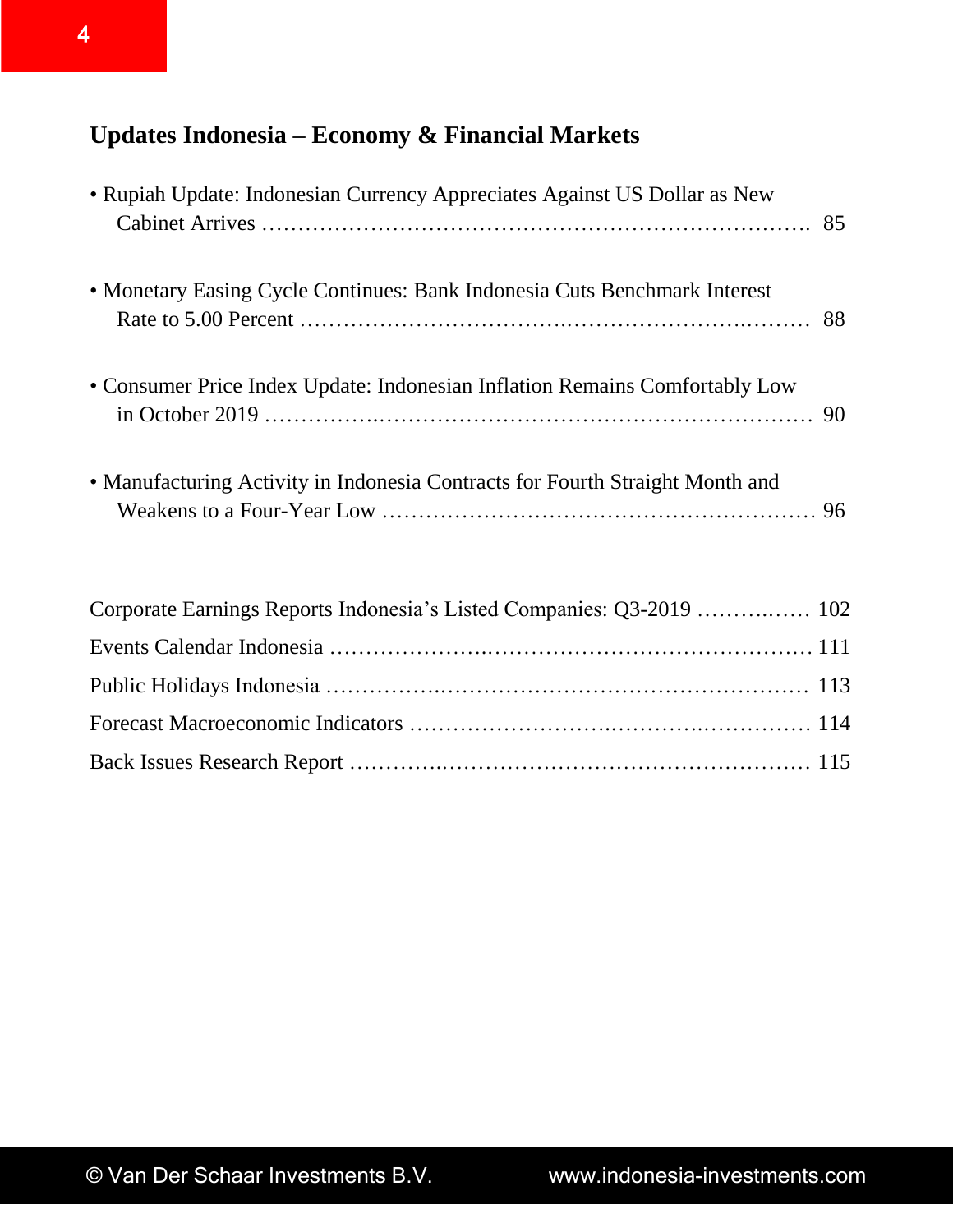## Updates Indonesia – Economy & Financial Markets

- Rupiah Update: Indonesian Currency Appreciates Against US Dollar as New Cabinet Arrives …………………………………………………………………. 85

- Monetary Easing Cycle Continues: Bank Indonesia Cuts Benchmark Interest Rate to 5.00 Percent ……………………………..……………………..……… 88

- Consumer Price Index Update: Indonesian Inflation Remains Comfortably Low in October 2019 ……………..………………………………………………… 90

- Manufacturing Activity in Indonesia Contracts for Fourth Straight Month and Weakens to a Four-Year Low …………………………..…………………… 96

Corporate Earnings Reports Indonesia's Listed Companies: Q3-2019 …………..…… 102

Events Calendar Indonesia ………………..………………………….…………… 111

Public Holidays Indonesia ……………..…………………………………………… 113

Forecast Macroeconomic Indicators ……………………..………..…………… 114

Back Issues Research Report …………..……………………………….………… 115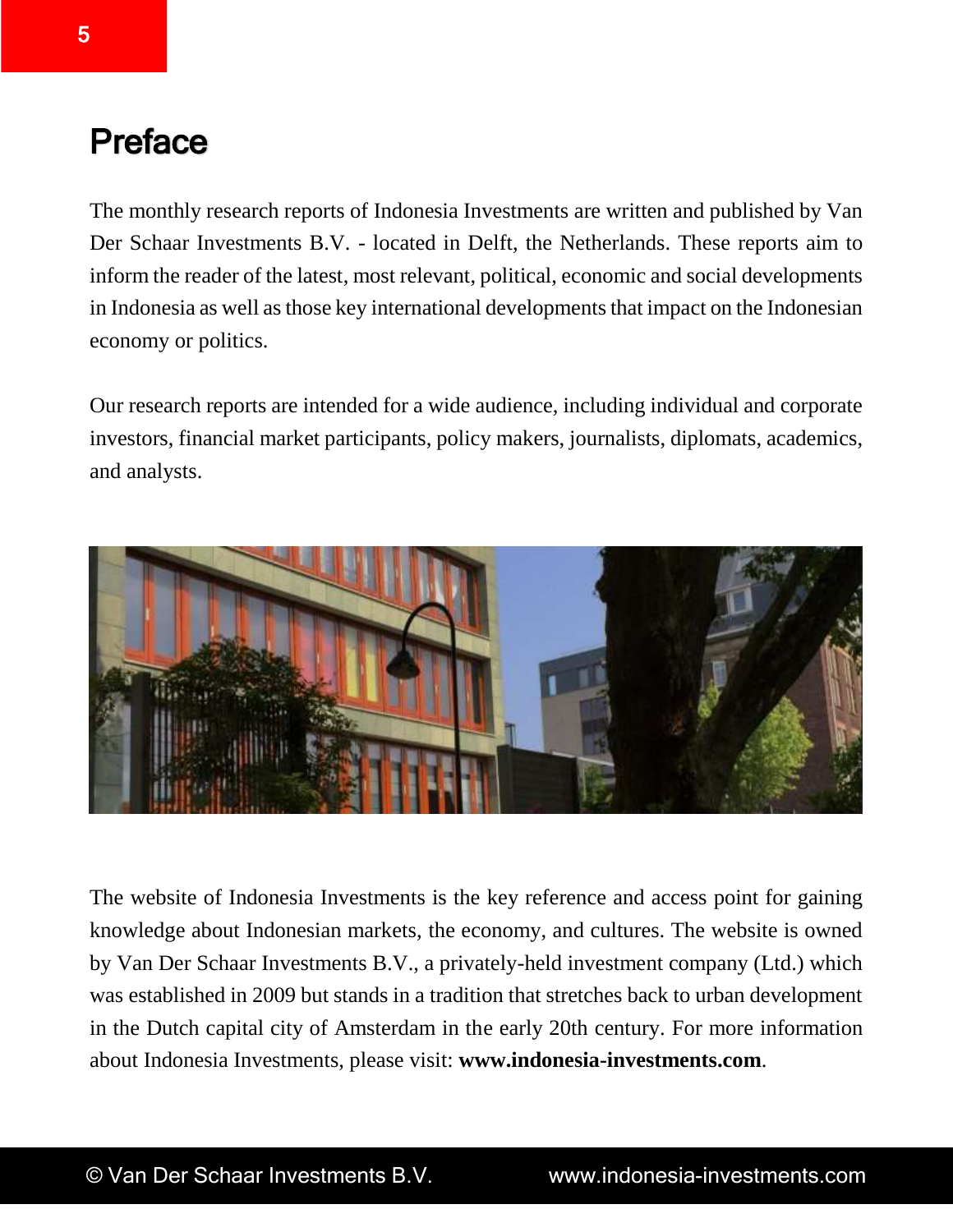# Preface

The monthly research reports of Indonesia Investments are written and published by Van Der Schaar Investments B.V. - located in Delft, the Netherlands. These reports aim to inform the reader of the latest, most relevant, political, economic and social developments in Indonesia as well as those key international developments that impact on the Indonesian economy or politics.

Our research reports are intended for a wide audience, including individual and corporate investors, financial market participants, policy makers, journalists, diplomats, academics, and analysts.

The website of Indonesia Investments is the key reference and access point for gaining knowledge about Indonesian markets, the economy, and cultures. The website is owned by Van Der Schaar Investments B.V., a privately-held investment company (Ltd.) which was established in 2009 but stands in a tradition that stretches back to urban development in the Dutch capital city of Amsterdam in the early 20th century. For more information about Indonesia Investments, please visit: **www.indonesia-investments.com**.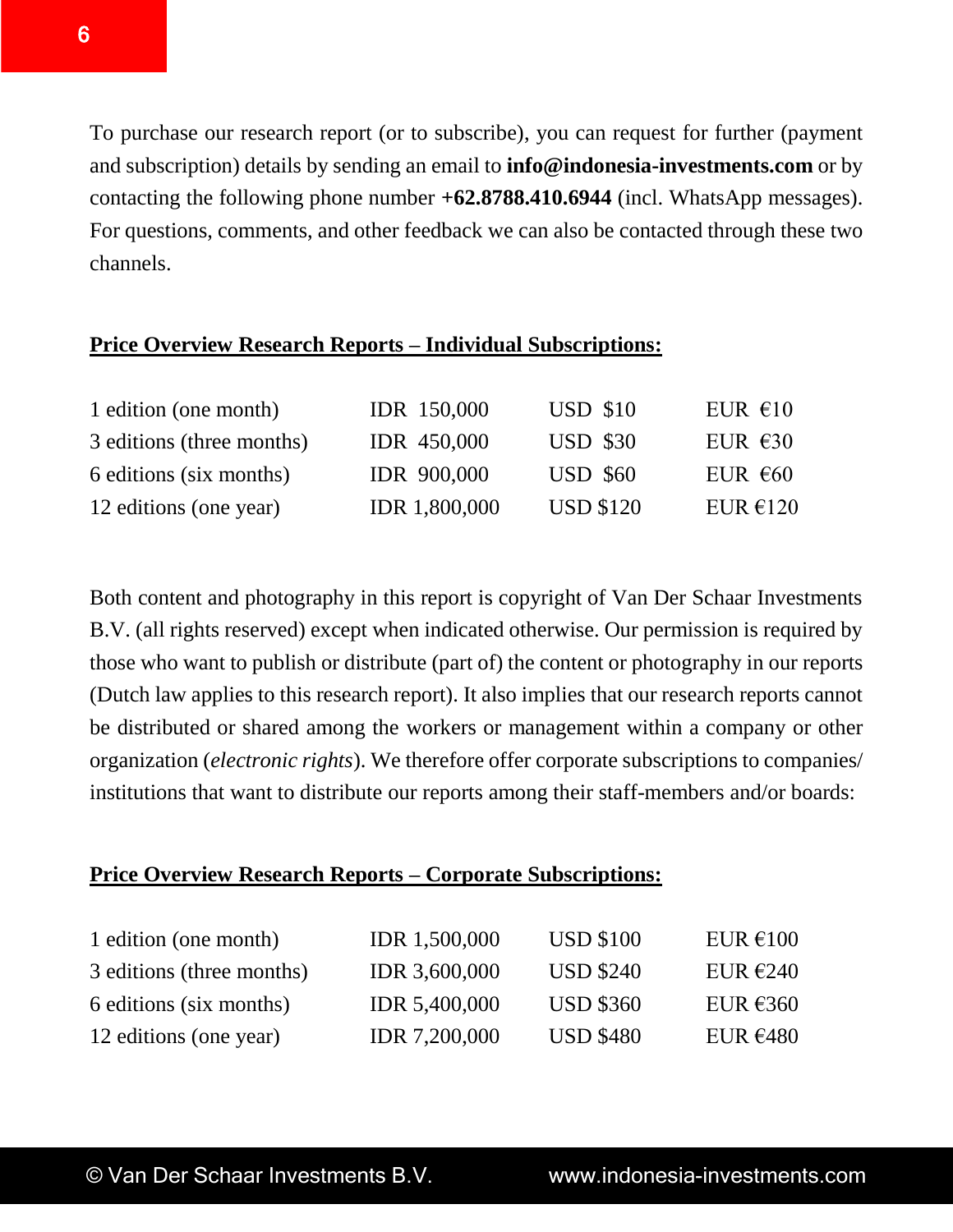To purchase our research report (or to subscribe), you can request for further (payment and subscription) details by sending an email to **info@indonesia-investments.com** or by contacting the following phone number **+62.8788.410.6944** (incl. WhatsApp messages). For questions, comments, and other feedback we can also be contacted through these two channels.

**Price Overview Research Reports – Individual Subscriptions:**

| | | | |
|---|---|---|---|
| 1 edition (one month) | IDR 150,000 | USD $10 | EUR €10 |
| 3 editions (three months) | IDR 450,000 | USD $30 | EUR €30 |
| 6 editions (six months) | IDR 900,000 | USD $60 | EUR €60 |
| 12 editions (one year) | IDR 1,800,000 | USD $120 | EUR €120 |

Both content and photography in this report is copyright of Van Der Schaar Investments B.V. (all rights reserved) except when indicated otherwise. Our permission is required by those who want to publish or distribute (part of) the content or photography in our reports (Dutch law applies to this research report). It also implies that our research reports cannot be distributed or shared among the workers or management within a company or other organization (*electronic rights*). We therefore offer corporate subscriptions to companies/ institutions that want to distribute our reports among their staff-members and/or boards:

**Price Overview Research Reports – Corporate Subscriptions:**

| | | | |
|---|---|---|---|
| 1 edition (one month) | IDR 1,500,000 | USD $100 | EUR €100 |
| 3 editions (three months) | IDR 3,600,000 | USD $240 | EUR €240 |
| 6 editions (six months) | IDR 5,400,000 | USD $360 | EUR €360 |
| 12 editions (one year) | IDR 7,200,000 | USD $480 | EUR €480 |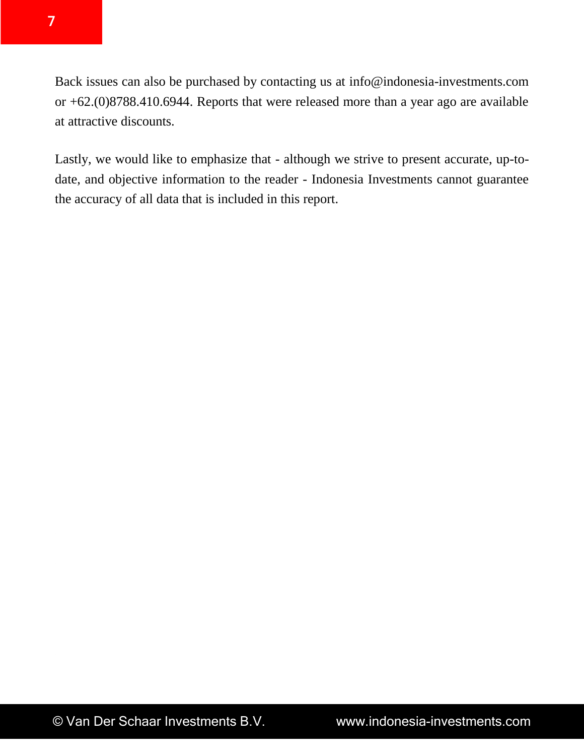Back issues can also be purchased by contacting us at info@indonesia-investments.com or +62.(0)8788.410.6944. Reports that were released more than a year ago are available at attractive discounts.

Lastly, we would like to emphasize that - although we strive to present accurate, up-to-date, and objective information to the reader - Indonesia Investments cannot guarantee the accuracy of all data that is included in this report.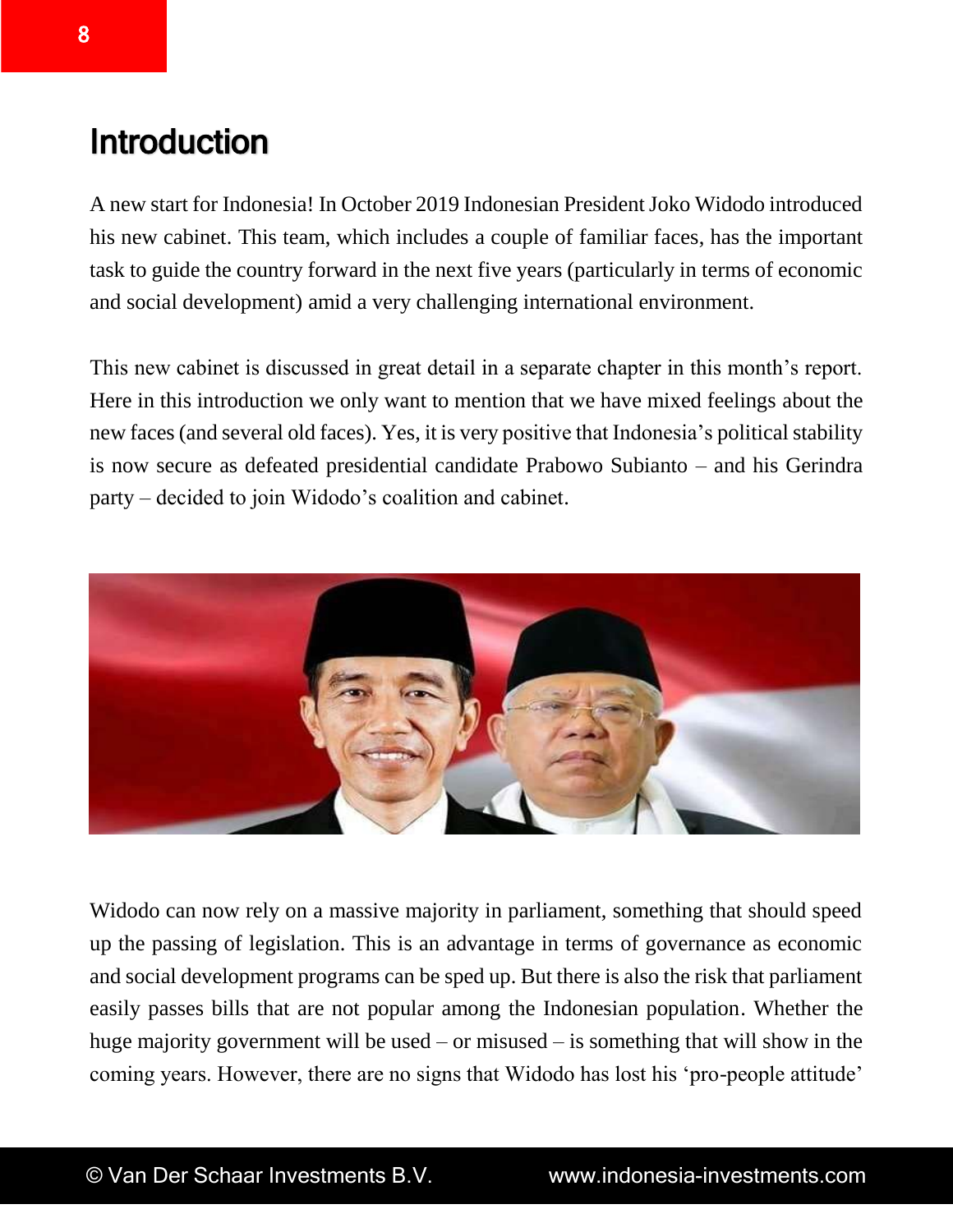# Introduction

A new start for Indonesia! In October 2019 Indonesian President Joko Widodo introduced his new cabinet. This team, which includes a couple of familiar faces, has the important task to guide the country forward in the next five years (particularly in terms of economic and social development) amid a very challenging international environment.

This new cabinet is discussed in great detail in a separate chapter in this month's report. Here in this introduction we only want to mention that we have mixed feelings about the new faces (and several old faces). Yes, it is very positive that Indonesia's political stability is now secure as defeated presidential candidate Prabowo Subianto – and his Gerindra party – decided to join Widodo's coalition and cabinet.

Widodo can now rely on a massive majority in parliament, something that should speed up the passing of legislation. This is an advantage in terms of governance as economic and social development programs can be sped up. But there is also the risk that parliament easily passes bills that are not popular among the Indonesian population. Whether the huge majority government will be used – or misused – is something that will show in the coming years. However, there are no signs that Widodo has lost his 'pro-people attitude'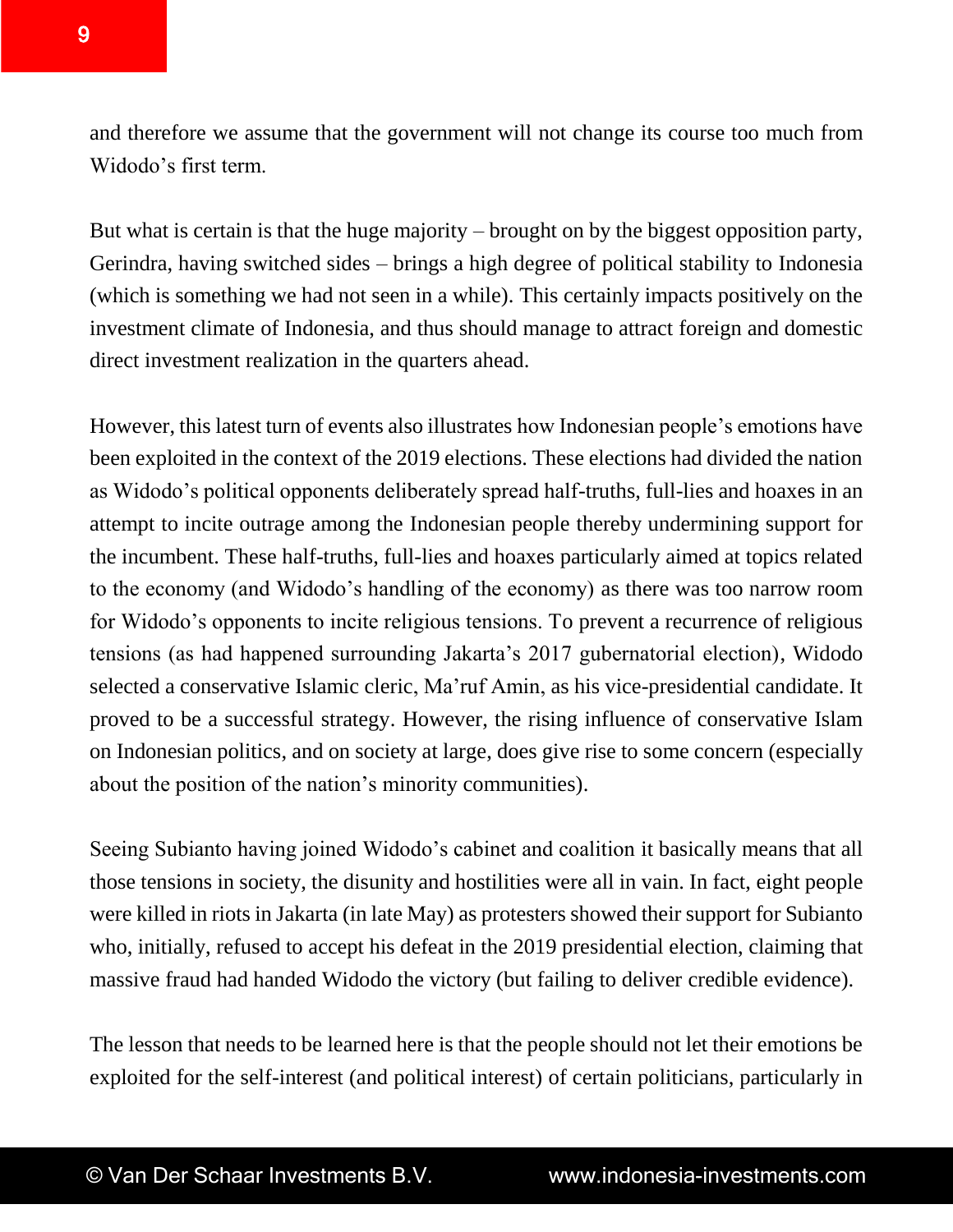and therefore we assume that the government will not change its course too much from Widodo's first term.

But what is certain is that the huge majority – brought on by the biggest opposition party, Gerindra, having switched sides – brings a high degree of political stability to Indonesia (which is something we had not seen in a while). This certainly impacts positively on the investment climate of Indonesia, and thus should manage to attract foreign and domestic direct investment realization in the quarters ahead.

However, this latest turn of events also illustrates how Indonesian people's emotions have been exploited in the context of the 2019 elections. These elections had divided the nation as Widodo's political opponents deliberately spread half-truths, full-lies and hoaxes in an attempt to incite outrage among the Indonesian people thereby undermining support for the incumbent. These half-truths, full-lies and hoaxes particularly aimed at topics related to the economy (and Widodo's handling of the economy) as there was too narrow room for Widodo's opponents to incite religious tensions. To prevent a recurrence of religious tensions (as had happened surrounding Jakarta's 2017 gubernatorial election), Widodo selected a conservative Islamic cleric, Ma'ruf Amin, as his vice-presidential candidate. It proved to be a successful strategy. However, the rising influence of conservative Islam on Indonesian politics, and on society at large, does give rise to some concern (especially about the position of the nation's minority communities).

Seeing Subianto having joined Widodo's cabinet and coalition it basically means that all those tensions in society, the disunity and hostilities were all in vain. In fact, eight people were killed in riots in Jakarta (in late May) as protesters showed their support for Subianto who, initially, refused to accept his defeat in the 2019 presidential election, claiming that massive fraud had handed Widodo the victory (but failing to deliver credible evidence).

The lesson that needs to be learned here is that the people should not let their emotions be exploited for the self-interest (and political interest) of certain politicians, particularly in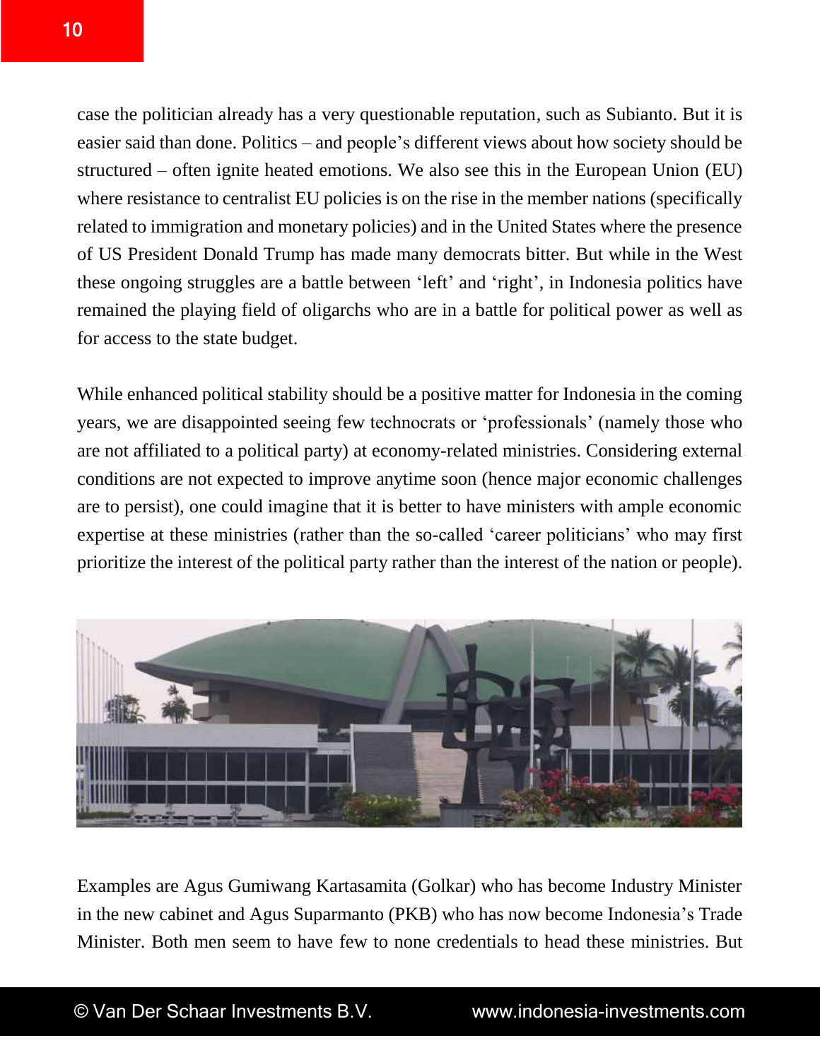case the politician already has a very questionable reputation, such as Subianto. But it is easier said than done. Politics – and people's different views about how society should be structured – often ignite heated emotions. We also see this in the European Union (EU) where resistance to centralist EU policies is on the rise in the member nations (specifically related to immigration and monetary policies) and in the United States where the presence of US President Donald Trump has made many democrats bitter. But while in the West these ongoing struggles are a battle between 'left' and 'right', in Indonesia politics have remained the playing field of oligarchs who are in a battle for political power as well as for access to the state budget.

While enhanced political stability should be a positive matter for Indonesia in the coming years, we are disappointed seeing few technocrats or 'professionals' (namely those who are not affiliated to a political party) at economy-related ministries. Considering external conditions are not expected to improve anytime soon (hence major economic challenges are to persist), one could imagine that it is better to have ministers with ample economic expertise at these ministries (rather than the so-called 'career politicians' who may first prioritize the interest of the political party rather than the interest of the nation or people).

Examples are Agus Gumiwang Kartasamita (Golkar) who has become Industry Minister in the new cabinet and Agus Suparmanto (PKB) who has now become Indonesia's Trade Minister. Both men seem to have few to none credentials to head these ministries. But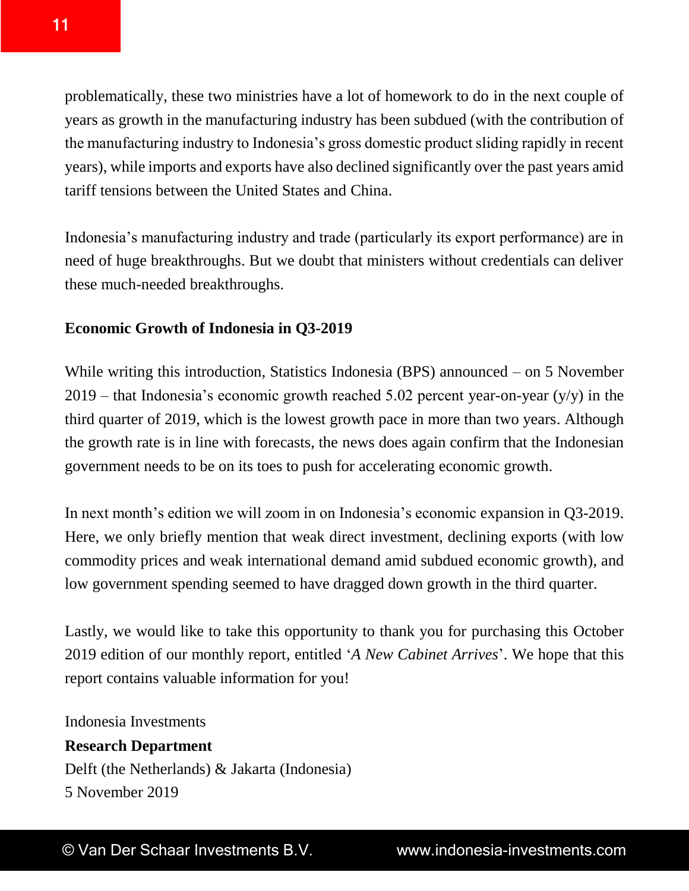problematically, these two ministries have a lot of homework to do in the next couple of years as growth in the manufacturing industry has been subdued (with the contribution of the manufacturing industry to Indonesia's gross domestic product sliding rapidly in recent years), while imports and exports have also declined significantly over the past years amid tariff tensions between the United States and China.

Indonesia's manufacturing industry and trade (particularly its export performance) are in need of huge breakthroughs. But we doubt that ministers without credentials can deliver these much-needed breakthroughs.

**Economic Growth of Indonesia in Q3-2019**

While writing this introduction, Statistics Indonesia (BPS) announced – on 5 November 2019 – that Indonesia's economic growth reached 5.02 percent year-on-year (y/y) in the third quarter of 2019, which is the lowest growth pace in more than two years. Although the growth rate is in line with forecasts, the news does again confirm that the Indonesian government needs to be on its toes to push for accelerating economic growth.

In next month's edition we will zoom in on Indonesia's economic expansion in Q3-2019. Here, we only briefly mention that weak direct investment, declining exports (with low commodity prices and weak international demand amid subdued economic growth), and low government spending seemed to have dragged down growth in the third quarter.

Lastly, we would like to take this opportunity to thank you for purchasing this October 2019 edition of our monthly report, entitled '*A New Cabinet Arrives*'. We hope that this report contains valuable information for you!

Indonesia Investments
**Research Department**
Delft (the Netherlands) & Jakarta (Indonesia)
5 November 2019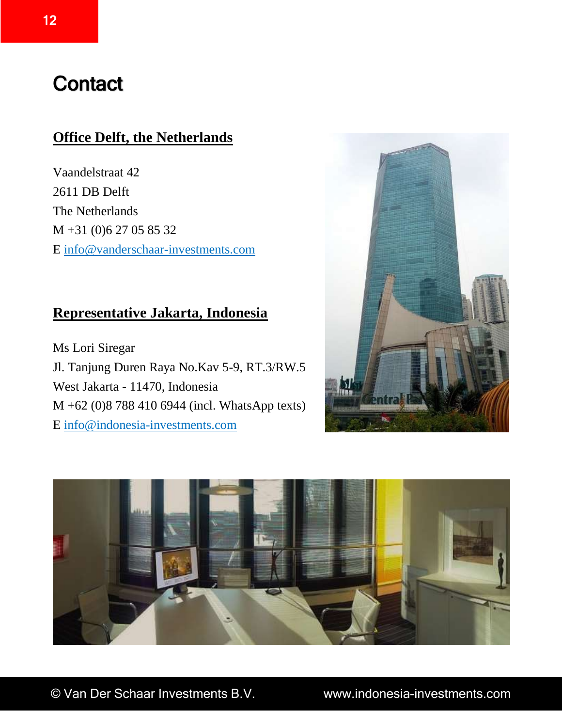# Contact

## Office Delft, the Netherlands

Vaandelstraat 42
2611 DB Delft
The Netherlands
M +31 (0)6 27 05 85 32
E info@vanderschaar-investments.com

## Representative Jakarta, Indonesia

Ms Lori Siregar
Jl. Tanjung Duren Raya No.Kav 5-9, RT.3/RW.5
West Jakarta - 11470, Indonesia
M +62 (0)8 788 410 6944 (incl. WhatsApp texts)
E info@indonesia-investments.com